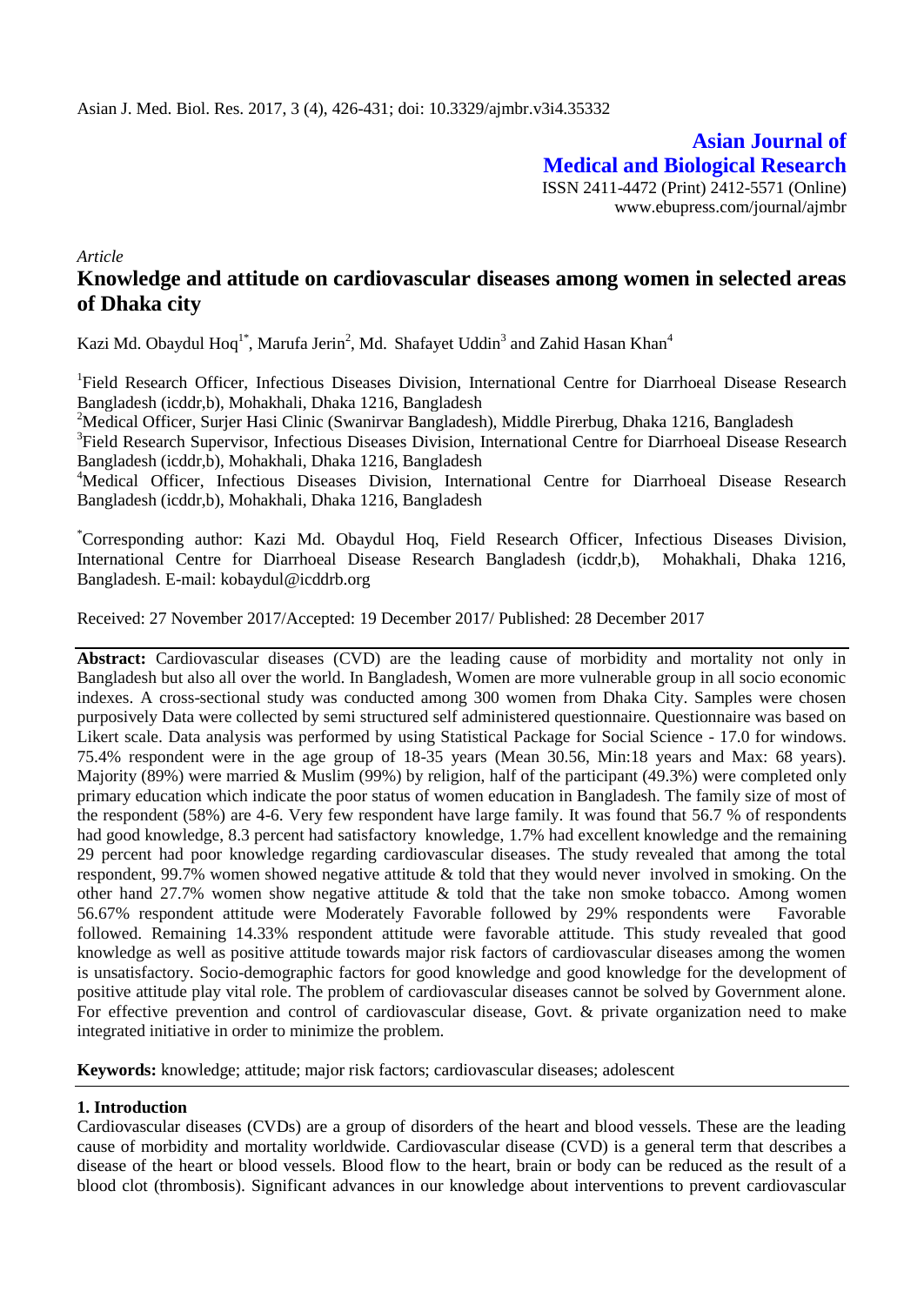**Asian Journal of Medical and Biological Research**

ISSN 2411-4472 (Print) 2412-5571 (Online)
www.ebupress.com/journal/ajmbr

*Article*

# Knowledge and attitude on cardiovascular diseases among women in selected areas of Dhaka city

Kazi Md. Obaydul Hoq[1*], Marufa Jerin[2], Md. Shafayet Uddin[3] and Zahid Hasan Khan[4]

[1]Field Research Officer, Infectious Diseases Division, International Centre for Diarrhoeal Disease Research Bangladesh (icddr,b), Mohakhali, Dhaka 1216, Bangladesh

[2]Medical Officer, Surjer Hasi Clinic (Swanirvar Bangladesh), Middle Pirerbug, Dhaka 1216, Bangladesh

[3]Field Research Supervisor, Infectious Diseases Division, International Centre for Diarrhoeal Disease Research Bangladesh (icddr,b), Mohakhali, Dhaka 1216, Bangladesh

[4]Medical Officer, Infectious Diseases Division, International Centre for Diarrhoeal Disease Research Bangladesh (icddr,b), Mohakhali, Dhaka 1216, Bangladesh

[*]Corresponding author: Kazi Md. Obaydul Hoq, Field Research Officer, Infectious Diseases Division, International Centre for Diarrhoeal Disease Research Bangladesh (icddr,b), Mohakhali, Dhaka 1216, Bangladesh. E-mail: kobaydul@icddrb.org

Received: 27 November 2017/Accepted: 19 December 2017/ Published: 28 December 2017

**Abstract:** Cardiovascular diseases (CVD) are the leading cause of morbidity and mortality not only in Bangladesh but also all over the world. In Bangladesh, Women are more vulnerable group in all socio economic indexes. A cross-sectional study was conducted among 300 women from Dhaka City. Samples were chosen purposively Data were collected by semi structured self administered questionnaire. Questionnaire was based on Likert scale. Data analysis was performed by using Statistical Package for Social Science - 17.0 for windows. 75.4% respondent were in the age group of 18-35 years (Mean 30.56, Min:18 years and Max: 68 years). Majority (89%) were married & Muslim (99%) by religion, half of the participant (49.3%) were completed only primary education which indicate the poor status of women education in Bangladesh. The family size of most of the respondent (58%) are 4-6. Very few respondent have large family. It was found that 56.7 % of respondents had good knowledge, 8.3 percent had satisfactory knowledge, 1.7% had excellent knowledge and the remaining 29 percent had poor knowledge regarding cardiovascular diseases. The study revealed that among the total respondent, 99.7% women showed negative attitude & told that they would never involved in smoking. On the other hand 27.7% women show negative attitude & told that the take non smoke tobacco. Among women 56.67% respondent attitude were Moderately Favorable followed by 29% respondents were Favorable followed. Remaining 14.33% respondent attitude were favorable attitude. This study revealed that good knowledge as well as positive attitude towards major risk factors of cardiovascular diseases among the women is unsatisfactory. Socio-demographic factors for good knowledge and good knowledge for the development of positive attitude play vital role. The problem of cardiovascular diseases cannot be solved by Government alone. For effective prevention and control of cardiovascular disease, Govt. & private organization need to make integrated initiative in order to minimize the problem.

**Keywords:** knowledge; attitude; major risk factors; cardiovascular diseases; adolescent

## 1. Introduction

Cardiovascular diseases (CVDs) are a group of disorders of the heart and blood vessels. These are the leading cause of morbidity and mortality worldwide. Cardiovascular disease (CVD) is a general term that describes a disease of the heart or blood vessels. Blood flow to the heart, brain or body can be reduced as the result of a blood clot (thrombosis). Significant advances in our knowledge about interventions to prevent cardiovascular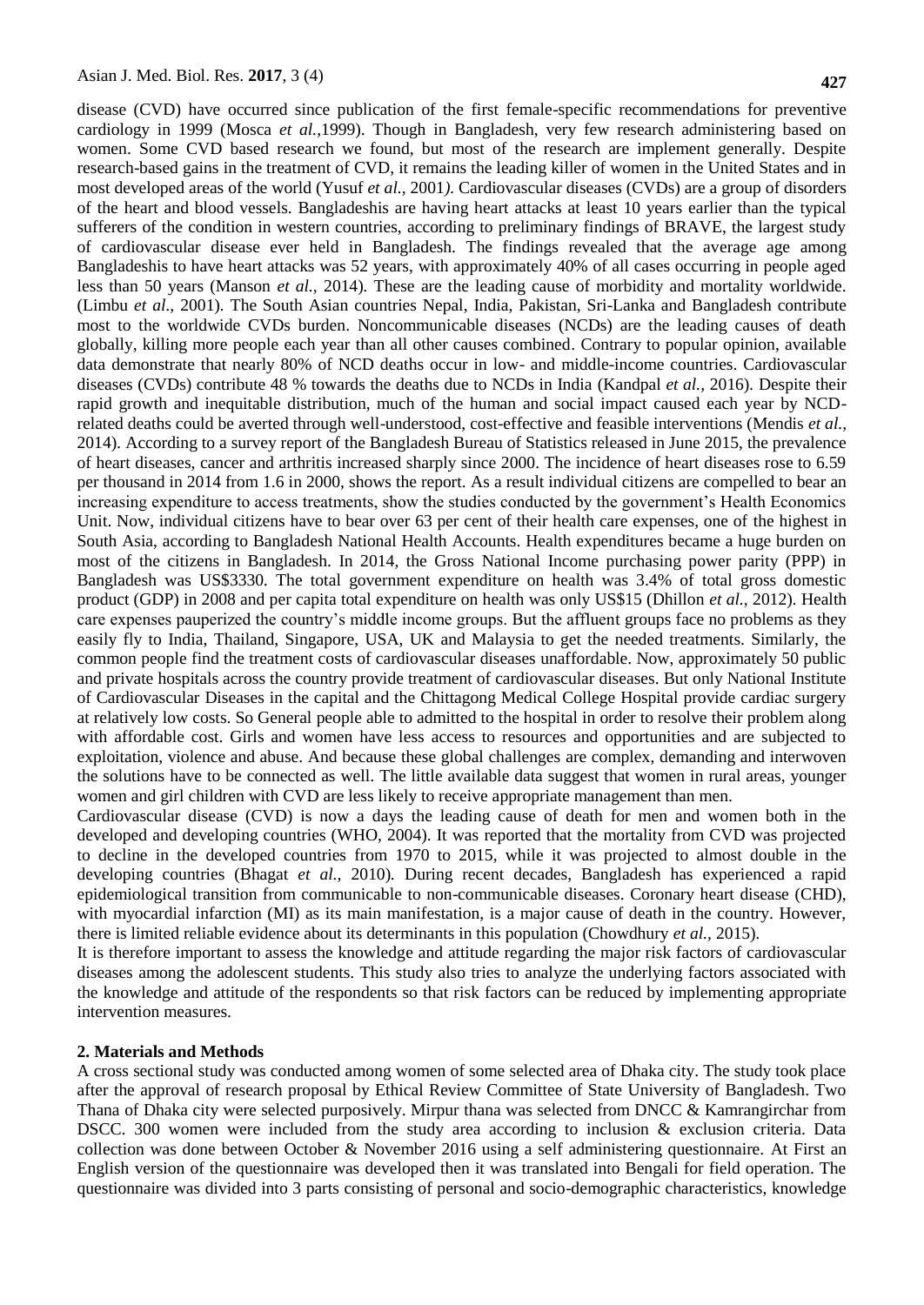disease (CVD) have occurred since publication of the first female-specific recommendations for preventive cardiology in 1999 (Mosca *et al.,*1999). Though in Bangladesh, very few research administering based on women. Some CVD based research we found, but most of the research are implement generally. Despite research-based gains in the treatment of CVD, it remains the leading killer of women in the United States and in most developed areas of the world (Yusuf *et al.,* 2001*).* Cardiovascular diseases (CVDs) are a group of disorders of the heart and blood vessels. Bangladeshis are having heart attacks at least 10 years earlier than the typical sufferers of the condition in western countries, according to preliminary findings of BRAVE, the largest study of cardiovascular disease ever held in Bangladesh. The findings revealed that the average age among Bangladeshis to have heart attacks was 52 years, with approximately 40% of all cases occurring in people aged less than 50 years (Manson *et al.,* 2014). These are the leading cause of morbidity and mortality worldwide. (Limbu *et al.,* 2001). The South Asian countries Nepal, India, Pakistan, Sri-Lanka and Bangladesh contribute most to the worldwide CVDs burden. Noncommunicable diseases (NCDs) are the leading causes of death globally, killing more people each year than all other causes combined. Contrary to popular opinion, available data demonstrate that nearly 80% of NCD deaths occur in low- and middle-income countries. Cardiovascular diseases (CVDs) contribute 48 % towards the deaths due to NCDs in India (Kandpal *et al.,* 2016). Despite their rapid growth and inequitable distribution, much of the human and social impact caused each year by NCD-related deaths could be averted through well-understood, cost-effective and feasible interventions (Mendis *et al.,* 2014). According to a survey report of the Bangladesh Bureau of Statistics released in June 2015, the prevalence of heart diseases, cancer and arthritis increased sharply since 2000. The incidence of heart diseases rose to 6.59 per thousand in 2014 from 1.6 in 2000, shows the report. As a result individual citizens are compelled to bear an increasing expenditure to access treatments, show the studies conducted by the government's Health Economics Unit. Now, individual citizens have to bear over 63 per cent of their health care expenses, one of the highest in South Asia, according to Bangladesh National Health Accounts. Health expenditures became a huge burden on most of the citizens in Bangladesh. In 2014, the Gross National Income purchasing power parity (PPP) in Bangladesh was US$3330. The total government expenditure on health was 3.4% of total gross domestic product (GDP) in 2008 and per capita total expenditure on health was only US$15 (Dhillon *et al.,* 2012). Health care expenses pauperized the country's middle income groups. But the affluent groups face no problems as they easily fly to India, Thailand, Singapore, USA, UK and Malaysia to get the needed treatments. Similarly, the common people find the treatment costs of cardiovascular diseases unaffordable. Now, approximately 50 public and private hospitals across the country provide treatment of cardiovascular diseases. But only National Institute of Cardiovascular Diseases in the capital and the Chittagong Medical College Hospital provide cardiac surgery at relatively low costs. So General people able to admitted to the hospital in order to resolve their problem along with affordable cost. Girls and women have less access to resources and opportunities and are subjected to exploitation, violence and abuse. And because these global challenges are complex, demanding and interwoven the solutions have to be connected as well. The little available data suggest that women in rural areas, younger women and girl children with CVD are less likely to receive appropriate management than men.

Cardiovascular disease (CVD) is now a days the leading cause of death for men and women both in the developed and developing countries (WHO, 2004). It was reported that the mortality from CVD was projected to decline in the developed countries from 1970 to 2015, while it was projected to almost double in the developing countries (Bhagat *et al.,* 2010). During recent decades, Bangladesh has experienced a rapid epidemiological transition from communicable to non-communicable diseases. Coronary heart disease (CHD), with myocardial infarction (MI) as its main manifestation, is a major cause of death in the country. However, there is limited reliable evidence about its determinants in this population (Chowdhury *et al.,* 2015).

It is therefore important to assess the knowledge and attitude regarding the major risk factors of cardiovascular diseases among the adolescent students. This study also tries to analyze the underlying factors associated with the knowledge and attitude of the respondents so that risk factors can be reduced by implementing appropriate intervention measures.

## 2. Materials and Methods

A cross sectional study was conducted among women of some selected area of Dhaka city. The study took place after the approval of research proposal by Ethical Review Committee of State University of Bangladesh. Two Thana of Dhaka city were selected purposively. Mirpur thana was selected from DNCC & Kamrangirchar from DSCC. 300 women were included from the study area according to inclusion & exclusion criteria. Data collection was done between October & November 2016 using a self administering questionnaire. At First an English version of the questionnaire was developed then it was translated into Bengali for field operation. The questionnaire was divided into 3 parts consisting of personal and socio-demographic characteristics, knowledge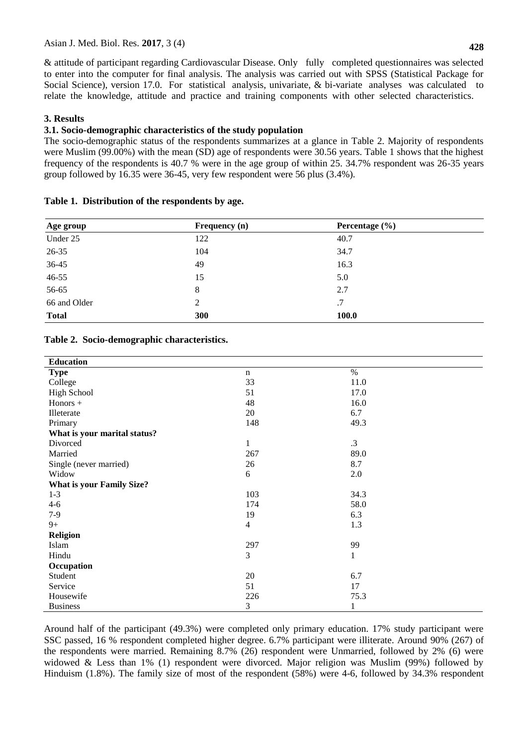& attitude of participant regarding Cardiovascular Disease. Only fully completed questionnaires was selected to enter into the computer for final analysis. The analysis was carried out with SPSS (Statistical Package for Social Science), version 17.0. For statistical analysis, univariate, & bi-variate analyses was calculated to relate the knowledge, attitude and practice and training components with other selected characteristics.

## 3. Results

### 3.1. Socio-demographic characteristics of the study population

The socio-demographic status of the respondents summarizes at a glance in Table 2. Majority of respondents were Muslim (99.00%) with the mean (SD) age of respondents were 30.56 years. Table 1 shows that the highest frequency of the respondents is 40.7 % were in the age group of within 25. 34.7% respondent was 26-35 years group followed by 16.35 were 36-45, very few respondent were 56 plus (3.4%).

**Table 1. Distribution of the respondents by age.**

| Age group | Frequency (n) | Percentage (%) |
|---|---|---|
| Under 25 | 122 | 40.7 |
| 26-35 | 104 | 34.7 |
| 36-45 | 49 | 16.3 |
| 46-55 | 15 | 5.0 |
| 56-65 | 8 | 2.7 |
| 66 and Older | 2 | .7 |
| **Total** | **300** | **100.0** |

**Table 2. Socio-demographic characteristics.**

| **Education** | | |
|---|---|---|
| **Type** | n | % |
| College | 33 | 11.0 |
| High School | 51 | 17.0 |
| Honors + | 48 | 16.0 |
| Illeterate | 20 | 6.7 |
| Primary | 148 | 49.3 |
| **What is your marital status?** | | |
| Divorced | 1 | .3 |
| Married | 267 | 89.0 |
| Single (never married) | 26 | 8.7 |
| Widow | 6 | 2.0 |
| **What is your Family Size?** | | |
| 1-3 | 103 | 34.3 |
| 4-6 | 174 | 58.0 |
| 7-9 | 19 | 6.3 |
| 9+ | 4 | 1.3 |
| **Religion** | | |
| Islam | 297 | 99 |
| Hindu | 3 | 1 |
| **Occupation** | | |
| Student | 20 | 6.7 |
| Service | 51 | 17 |
| Housewife | 226 | 75.3 |
| Business | 3 | 1 |

Around half of the participant (49.3%) were completed only primary education. 17% study participant were SSC passed, 16 % respondent completed higher degree. 6.7% participant were illiterate. Around 90% (267) of the respondents were married. Remaining 8.7% (26) respondent were Unmarried, followed by 2% (6) were widowed & Less than 1% (1) respondent were divorced. Major religion was Muslim (99%) followed by Hinduism (1.8%). The family size of most of the respondent (58%) were 4-6, followed by 34.3% respondent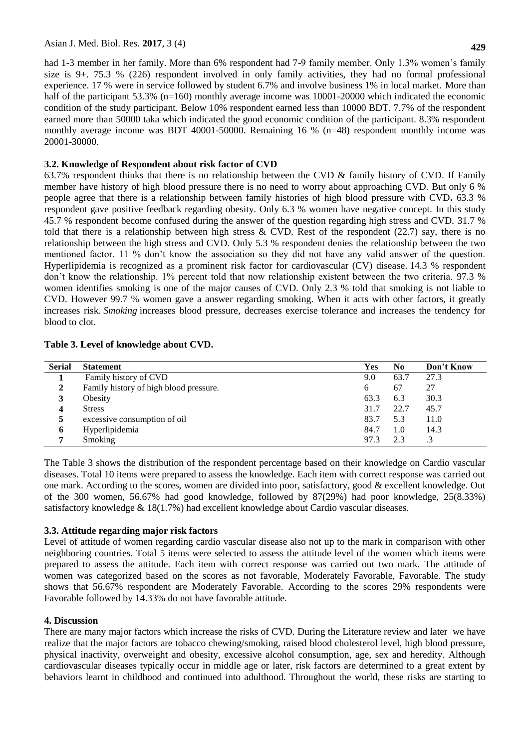had 1-3 member in her family. More than 6% respondent had 7-9 family member. Only 1.3% women's family size is 9+. 75.3 % (226) respondent involved in only family activities, they had no formal professional experience. 17 % were in service followed by student 6.7% and involve business 1% in local market. More than half of the participant 53.3% (n=160) monthly average income was 10001-20000 which indicated the economic condition of the study participant. Below 10% respondent earned less than 10000 BDT. 7.7% of the respondent earned more than 50000 taka which indicated the good economic condition of the participant. 8.3% respondent monthly average income was BDT 40001-50000. Remaining 16 % (n=48) respondent monthly income was 20001-30000.

### 3.2. Knowledge of Respondent about risk factor of CVD

63.7% respondent thinks that there is no relationship between the CVD & family history of CVD. If Family member have history of high blood pressure there is no need to worry about approaching CVD. But only 6 % people agree that there is a relationship between family histories of high blood pressure with CVD**.** 63.3 % respondent gave positive feedback regarding obesity. Only 6.3 % women have negative concept. In this study 45.7 % respondent become confused during the answer of the question regarding high stress and CVD. 31.7 % told that there is a relationship between high stress & CVD. Rest of the respondent (22.7) say, there is no relationship between the high stress and CVD. Only 5.3 % respondent denies the relationship between the two mentioned factor. 11 % don't know the association so they did not have any valid answer of the question. Hyperlipidemia is recognized as a prominent risk factor for cardiovascular (CV) disease. 14.3 % respondent don't know the relationship. 1% percent told that now relationship existent between the two criteria. 97.3 % women identifies smoking is one of the major causes of CVD. Only 2.3 % told that smoking is not liable to CVD. However 99.7 % women gave a answer regarding smoking. When it acts with other factors, it greatly increases risk. *Smoking* increases blood pressure, decreases exercise tolerance and increases the tendency for blood to clot.

**Table 3. Level of knowledge about CVD.**

| Serial | Statement | Yes | No | Don't Know |
|---|---|---|---|---|
| 1 | Family history of CVD | 9.0 | 63.7 | 27.3 |
| 2 | Family history of high blood pressure. | 6 | 67 | 27 |
| 3 | Obesity | 63.3 | 6.3 | 30.3 |
| 4 | Stress | 31.7 | 22.7 | 45.7 |
| 5 | excessive consumption of oil | 83.7 | 5.3 | 11.0 |
| 6 | Hyperlipidemia | 84.7 | 1.0 | 14.3 |
| 7 | Smoking | 97.3 | 2.3 | .3 |

The Table 3 shows the distribution of the respondent percentage based on their knowledge on Cardio vascular diseases. Total 10 items were prepared to assess the knowledge. Each item with correct response was carried out one mark. According to the scores, women are divided into poor, satisfactory, good & excellent knowledge. Out of the 300 women, 56.67% had good knowledge, followed by 87(29%) had poor knowledge, 25(8.33%) satisfactory knowledge & 18(1.7%) had excellent knowledge about Cardio vascular diseases.

### 3.3. Attitude regarding major risk factors

Level of attitude of women regarding cardio vascular disease also not up to the mark in comparison with other neighboring countries. Total 5 items were selected to assess the attitude level of the women which items were prepared to assess the attitude. Each item with correct response was carried out two mark. The attitude of women was categorized based on the scores as not favorable, Moderately Favorable, Favorable. The study shows that 56.67% respondent are Moderately Favorable. According to the scores 29% respondents were Favorable followed by 14.33% do not have favorable attitude.

## 4. Discussion

There are many major factors which increase the risks of CVD. During the Literature review and later we have realize that the major factors are tobacco chewing/smoking, raised blood cholesterol level, high blood pressure, physical inactivity, overweight and obesity, excessive alcohol consumption, age, sex and heredity. Although cardiovascular diseases typically occur in middle age or later, risk factors are determined to a great extent by behaviors learnt in childhood and continued into adulthood. Throughout the world, these risks are starting to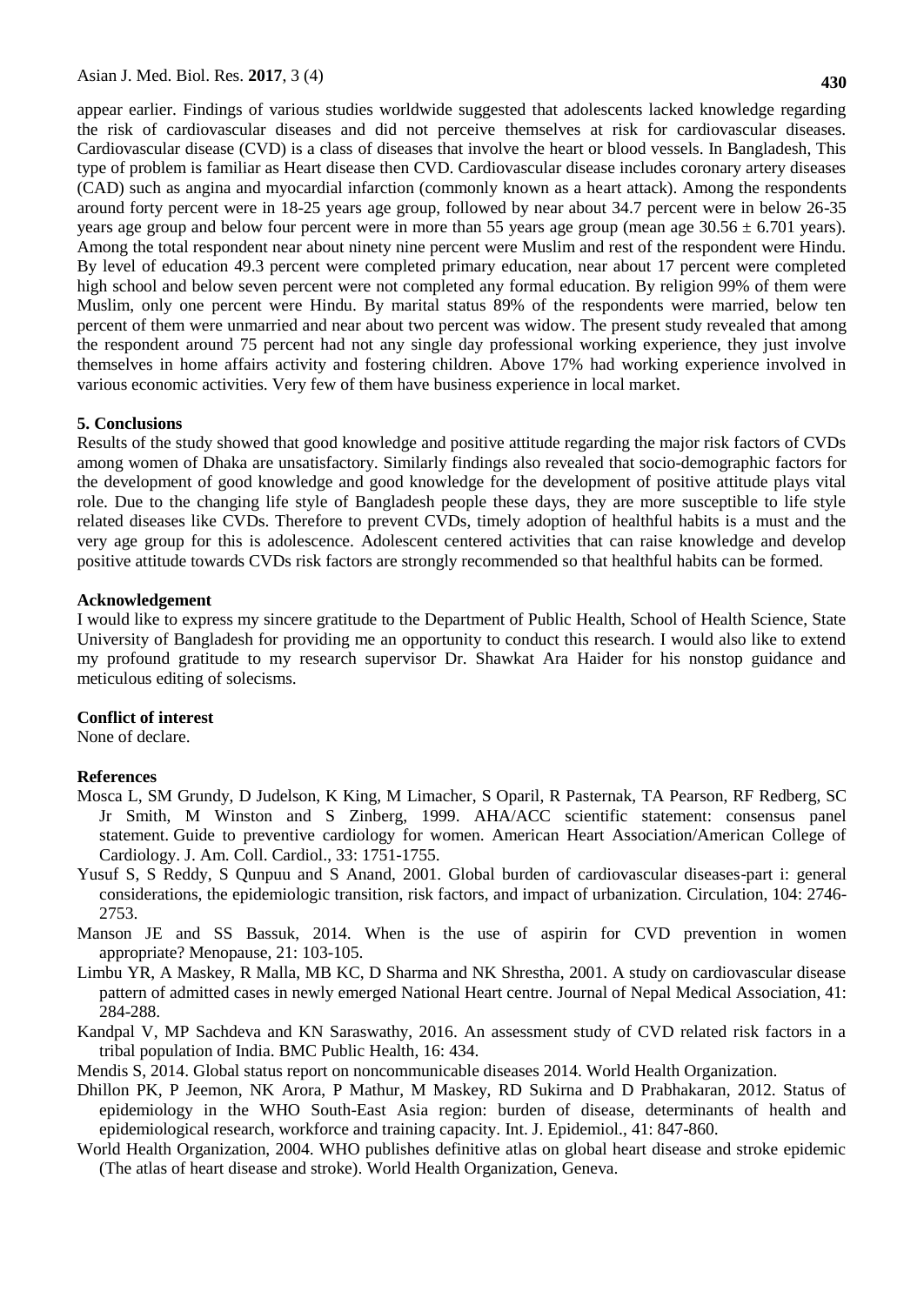appear earlier. Findings of various studies worldwide suggested that adolescents lacked knowledge regarding the risk of cardiovascular diseases and did not perceive themselves at risk for cardiovascular diseases. Cardiovascular disease (CVD) is a class of diseases that involve the heart or blood vessels. In Bangladesh, This type of problem is familiar as Heart disease then CVD. Cardiovascular disease includes coronary artery diseases (CAD) such as angina and myocardial infarction (commonly known as a heart attack). Among the respondents around forty percent were in 18-25 years age group, followed by near about 34.7 percent were in below 26-35 years age group and below four percent were in more than 55 years age group (mean age $30.56 \pm 6.701$ years). Among the total respondent near about ninety nine percent were Muslim and rest of the respondent were Hindu. By level of education 49.3 percent were completed primary education, near about 17 percent were completed high school and below seven percent were not completed any formal education. By religion 99% of them were Muslim, only one percent were Hindu. By marital status 89% of the respondents were married, below ten percent of them were unmarried and near about two percent was widow. The present study revealed that among the respondent around 75 percent had not any single day professional working experience, they just involve themselves in home affairs activity and fostering children. Above 17% had working experience involved in various economic activities. Very few of them have business experience in local market.

## 5. Conclusions

Results of the study showed that good knowledge and positive attitude regarding the major risk factors of CVDs among women of Dhaka are unsatisfactory. Similarly findings also revealed that socio-demographic factors for the development of good knowledge and good knowledge for the development of positive attitude plays vital role. Due to the changing life style of Bangladesh people these days, they are more susceptible to life style related diseases like CVDs. Therefore to prevent CVDs, timely adoption of healthful habits is a must and the very age group for this is adolescence. Adolescent centered activities that can raise knowledge and develop positive attitude towards CVDs risk factors are strongly recommended so that healthful habits can be formed.

## Acknowledgement

I would like to express my sincere gratitude to the Department of Public Health, School of Health Science, State University of Bangladesh for providing me an opportunity to conduct this research. I would also like to extend my profound gratitude to my research supervisor Dr. Shawkat Ara Haider for his nonstop guidance and meticulous editing of solecisms.

## Conflict of interest

None of declare.

## References

Mosca L, SM Grundy, D Judelson, K King, M Limacher, S Oparil, R Pasternak, TA Pearson, RF Redberg, SC Jr Smith, M Winston and S Zinberg, 1999. AHA/ACC scientific statement: consensus panel statement. Guide to preventive cardiology for women. American Heart Association/American College of Cardiology. J. Am. Coll. Cardiol., 33: 1751-1755.

Yusuf S, S Reddy, S Qunpuu and S Anand, 2001. Global burden of cardiovascular diseases-part i: general considerations, the epidemiologic transition, risk factors, and impact of urbanization. Circulation, 104: 2746-2753.

Manson JE and SS Bassuk, 2014. When is the use of aspirin for CVD prevention in women appropriate? Menopause, 21: 103-105.

Limbu YR, A Maskey, R Malla, MB KC, D Sharma and NK Shrestha, 2001. A study on cardiovascular disease pattern of admitted cases in newly emerged National Heart centre. Journal of Nepal Medical Association, 41: 284-288.

Kandpal V, MP Sachdeva and KN Saraswathy, 2016. An assessment study of CVD related risk factors in a tribal population of India. BMC Public Health, 16: 434.

Mendis S, 2014. Global status report on noncommunicable diseases 2014. World Health Organization.

Dhillon PK, P Jeemon, NK Arora, P Mathur, M Maskey, RD Sukirna and D Prabhakaran, 2012. Status of epidemiology in the WHO South-East Asia region: burden of disease, determinants of health and epidemiological research, workforce and training capacity. Int. J. Epidemiol., 41: 847-860.

World Health Organization, 2004. WHO publishes definitive atlas on global heart disease and stroke epidemic (The atlas of heart disease and stroke). World Health Organization, Geneva.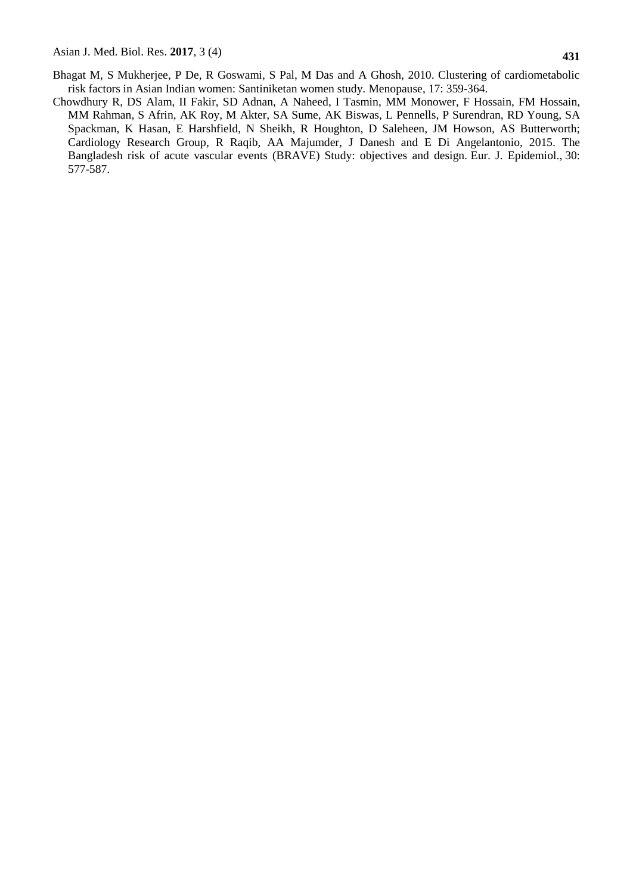Bhagat M, S Mukherjee, P De, R Goswami, S Pal, M Das and A Ghosh, 2010. Clustering of cardiometabolic risk factors in Asian Indian women: Santiniketan women study. Menopause, 17: 359-364.

Chowdhury R, DS Alam, II Fakir, SD Adnan, A Naheed, I Tasmin, MM Monower, F Hossain, FM Hossain, MM Rahman, S Afrin, AK Roy, M Akter, SA Sume, AK Biswas, L Pennells, P Surendran, RD Young, SA Spackman, K Hasan, E Harshfield, N Sheikh, R Houghton, D Saleheen, JM Howson, AS Butterworth; Cardiology Research Group, R Raqib, AA Majumder, J Danesh and E Di Angelantonio, 2015. The Bangladesh risk of acute vascular events (BRAVE) Study: objectives and design. Eur. J. Epidemiol., 30: 577-587.